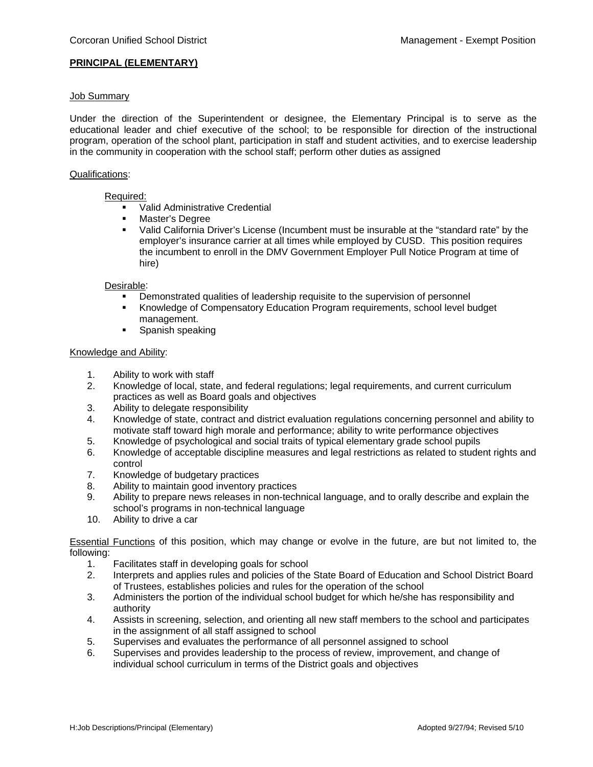**PRINCIPAL (ELEMENTARY)**

Job Summary

Under the direction of the Superintendent or designee, the Elementary Principal is to serve as the educational leader and chief executive of the school; to be responsible for direction of the instructional program, operation of the school plant, participation in staff and student activities, and to exercise leadership in the community in cooperation with the school staff; perform other duties as assigned

Qualifications:

Required:

- Valid Administrative Credential
- Master's Degree
- Valid California Driver's License (Incumbent must be insurable at the "standard rate" by the employer's insurance carrier at all times while employed by CUSD. This position requires the incumbent to enroll in the DMV Government Employer Pull Notice Program at time of hire)

Desirable:

- Demonstrated qualities of leadership requisite to the supervision of personnel
- Knowledge of Compensatory Education Program requirements, school level budget management.
- Spanish speaking

Knowledge and Ability:

1. Ability to work with staff
2. Knowledge of local, state, and federal regulations; legal requirements, and current curriculum practices as well as Board goals and objectives
3. Ability to delegate responsibility
4. Knowledge of state, contract and district evaluation regulations concerning personnel and ability to motivate staff toward high morale and performance; ability to write performance objectives
5. Knowledge of psychological and social traits of typical elementary grade school pupils
6. Knowledge of acceptable discipline measures and legal restrictions as related to student rights and control
7. Knowledge of budgetary practices
8. Ability to maintain good inventory practices
9. Ability to prepare news releases in non-technical language, and to orally describe and explain the school's programs in non-technical language
10. Ability to drive a car

Essential Functions of this position, which may change or evolve in the future, are but not limited to, the following:

1. Facilitates staff in developing goals for school
2. Interprets and applies rules and policies of the State Board of Education and School District Board of Trustees, establishes policies and rules for the operation of the school
3. Administers the portion of the individual school budget for which he/she has responsibility and authority
4. Assists in screening, selection, and orienting all new staff members to the school and participates in the assignment of all staff assigned to school
5. Supervises and evaluates the performance of all personnel assigned to school
6. Supervises and provides leadership to the process of review, improvement, and change of individual school curriculum in terms of the District goals and objectives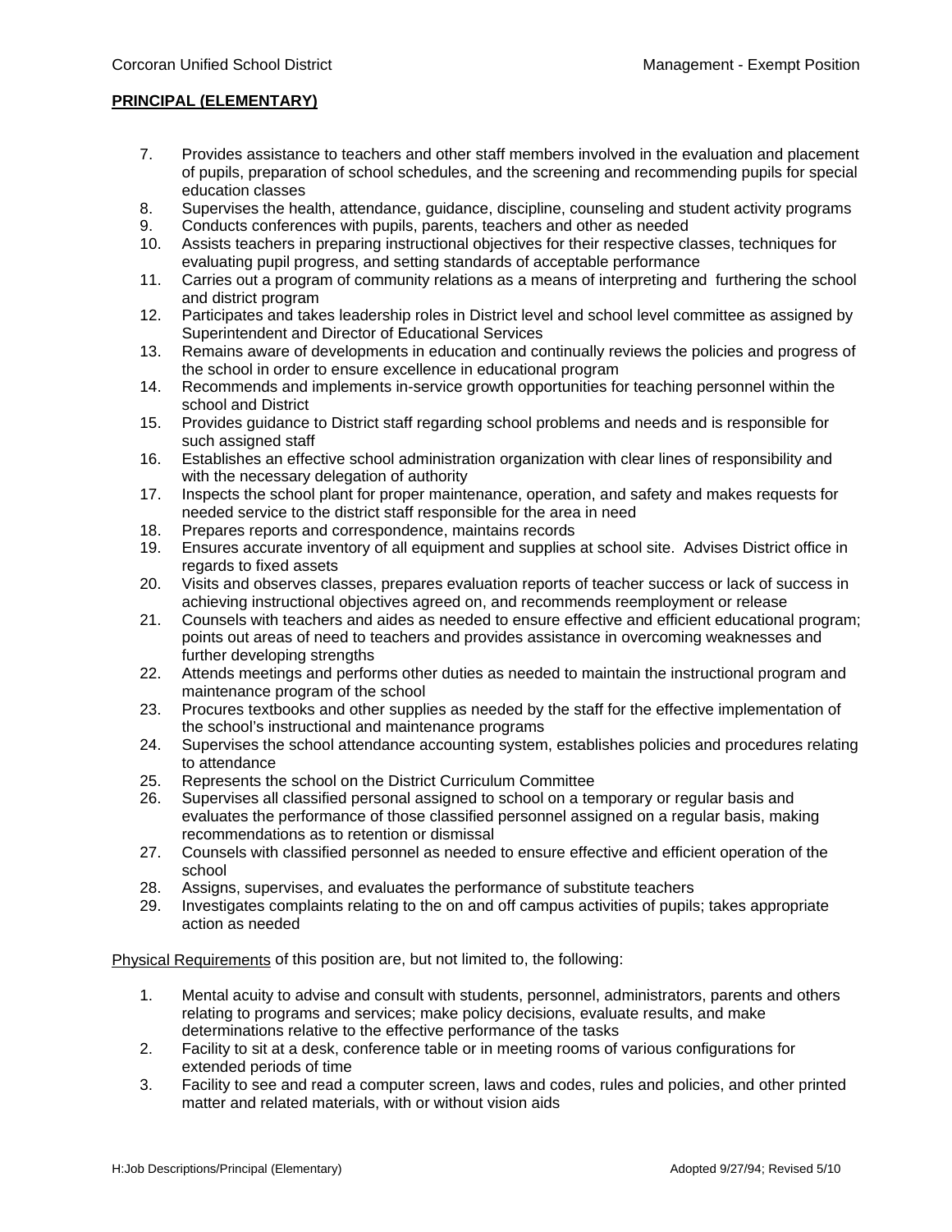**PRINCIPAL (ELEMENTARY)**

7. Provides assistance to teachers and other staff members involved in the evaluation and placement of pupils, preparation of school schedules, and the screening and recommending pupils for special education classes
8. Supervises the health, attendance, guidance, discipline, counseling and student activity programs
9. Conducts conferences with pupils, parents, teachers and other as needed
10. Assists teachers in preparing instructional objectives for their respective classes, techniques for evaluating pupil progress, and setting standards of acceptable performance
11. Carries out a program of community relations as a means of interpreting and furthering the school and district program
12. Participates and takes leadership roles in District level and school level committee as assigned by Superintendent and Director of Educational Services
13. Remains aware of developments in education and continually reviews the policies and progress of the school in order to ensure excellence in educational program
14. Recommends and implements in-service growth opportunities for teaching personnel within the school and District
15. Provides guidance to District staff regarding school problems and needs and is responsible for such assigned staff
16. Establishes an effective school administration organization with clear lines of responsibility and with the necessary delegation of authority
17. Inspects the school plant for proper maintenance, operation, and safety and makes requests for needed service to the district staff responsible for the area in need
18. Prepares reports and correspondence, maintains records
19. Ensures accurate inventory of all equipment and supplies at school site. Advises District office in regards to fixed assets
20. Visits and observes classes, prepares evaluation reports of teacher success or lack of success in achieving instructional objectives agreed on, and recommends reemployment or release
21. Counsels with teachers and aides as needed to ensure effective and efficient educational program; points out areas of need to teachers and provides assistance in overcoming weaknesses and further developing strengths
22. Attends meetings and performs other duties as needed to maintain the instructional program and maintenance program of the school
23. Procures textbooks and other supplies as needed by the staff for the effective implementation of the school's instructional and maintenance programs
24. Supervises the school attendance accounting system, establishes policies and procedures relating to attendance
25. Represents the school on the District Curriculum Committee
26. Supervises all classified personal assigned to school on a temporary or regular basis and evaluates the performance of those classified personnel assigned on a regular basis, making recommendations as to retention or dismissal
27. Counsels with classified personnel as needed to ensure effective and efficient operation of the school
28. Assigns, supervises, and evaluates the performance of substitute teachers
29. Investigates complaints relating to the on and off campus activities of pupils; takes appropriate action as needed

Physical Requirements of this position are, but not limited to, the following:

1. Mental acuity to advise and consult with students, personnel, administrators, parents and others relating to programs and services; make policy decisions, evaluate results, and make determinations relative to the effective performance of the tasks
2. Facility to sit at a desk, conference table or in meeting rooms of various configurations for extended periods of time
3. Facility to see and read a computer screen, laws and codes, rules and policies, and other printed matter and related materials, with or without vision aids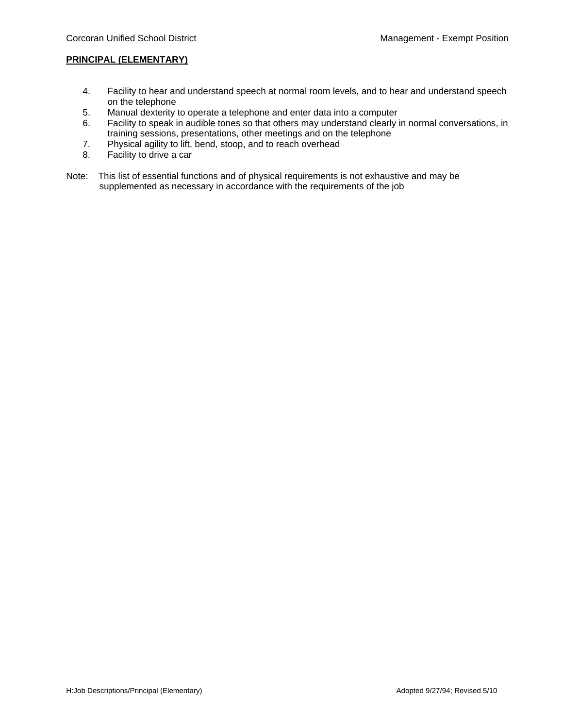4. Facility to hear and understand speech at normal room levels, and to hear and understand speech on the telephone
5. Manual dexterity to operate a telephone and enter data into a computer
6. Facility to speak in audible tones so that others may understand clearly in normal conversations, in training sessions, presentations, other meetings and on the telephone
7. Physical agility to lift, bend, stoop, and to reach overhead
8. Facility to drive a car

Note: This list of essential functions and of physical requirements is not exhaustive and may be supplemented as necessary in accordance with the requirements of the job